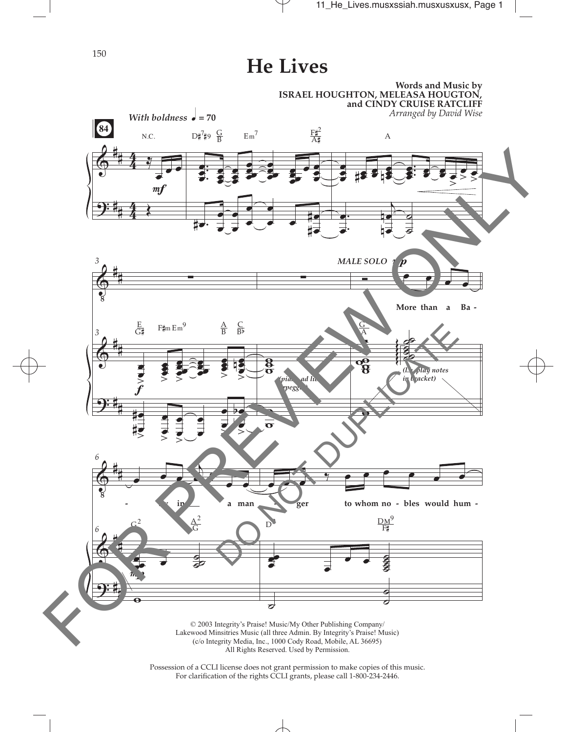# He Lives

**Words and Music by**
**ISRAEL HOUGHTON, MELEASA HOUGTON,**
**and CINDY CRUISE RATCLIFF**
*Arranged by David Wise*

*With boldness* ♩ = 70

More than a Baby in a manger to whom nobles would hum-

© 2003 Integrity's Praise! Music/My Other Publishing Company/
Lakewood Minsitries Music (all three Admin. By Integrity's Praise! Music)
(c/o Integrity Media, Inc., 1000 Cody Road, Mobile, AL 36695)
All Rights Reserved. Used by Permission.

Possession of a CCLI license does not grant permission to make copies of this music.
For clarification of the rights CCLI grants, please call 1-800-234-2446.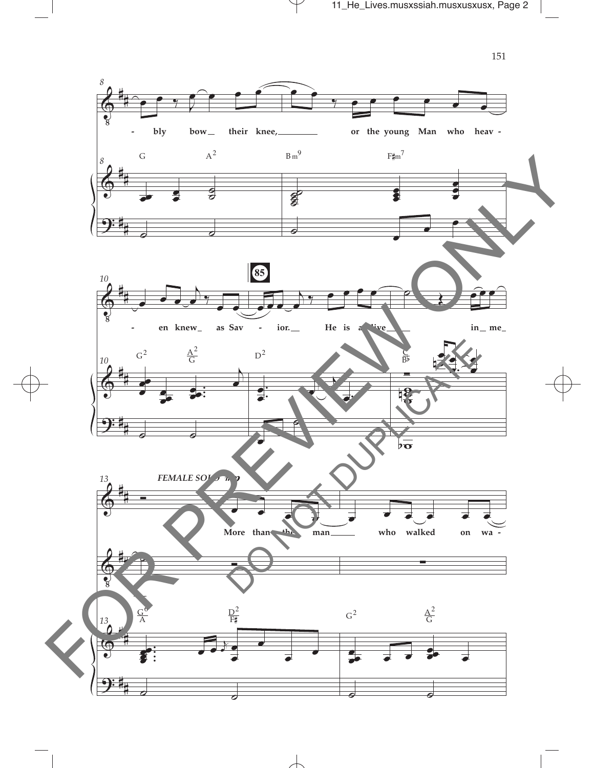- bly bow their knee, or the young Man who heav - en knew as Sav - ior. He is a - live in me

G A² Bm⁹ F♯m⁷

G² A²/G D² C/B♭

**85**

*FEMALE SOLO mp*

More than the man who walked on wa -

G⁶/A D²/F♯ G² A²/G

FOR PREVIEW ONLY

DO NOT DUPLICATE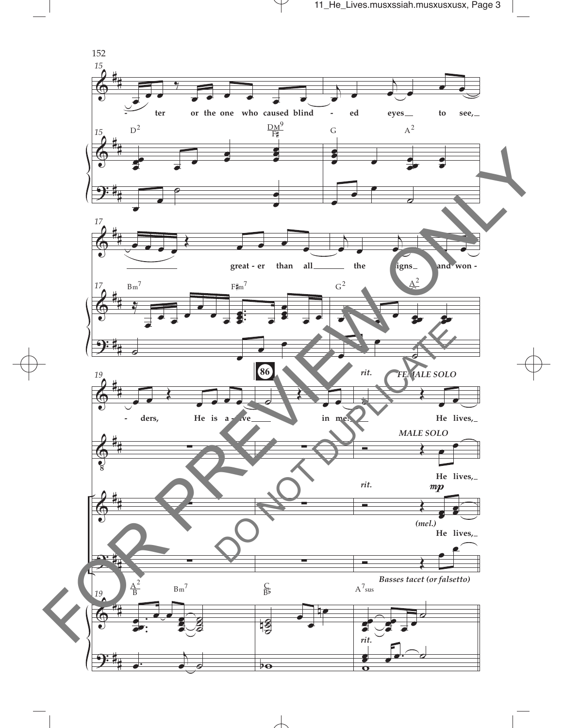-ter or the one who caused blind - ed eyes to see,

greater than all the signs and won-

-ders, He is alive in me.

*rit.*

**FEMALE SOLO**

He lives,

**MALE SOLO**

He lives,

*mp*

(mel.)

He lives,

*Basses tacet (or falsetto)*

FOR PREVIEW ONLY

DO NOT DUPLICATE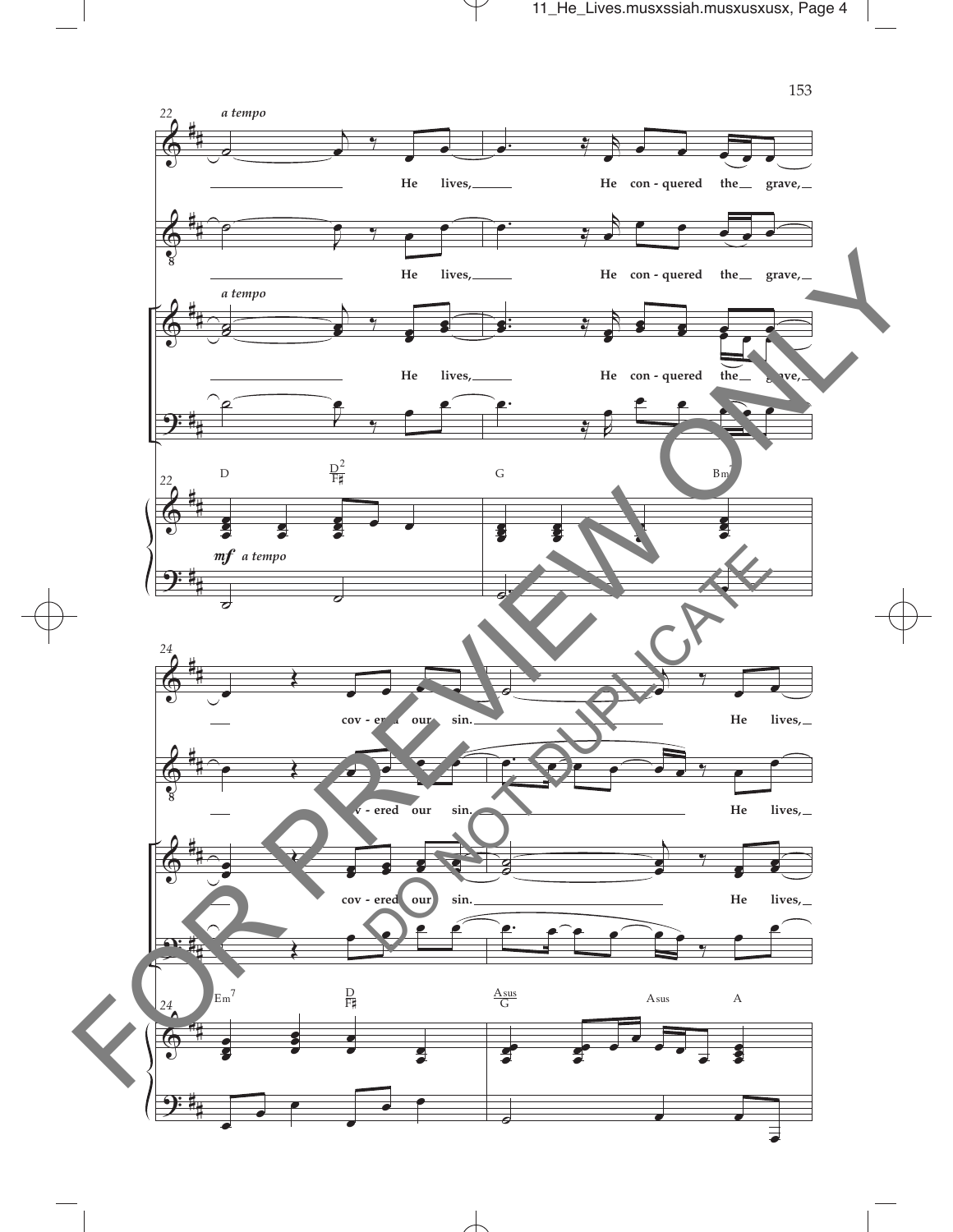*a tempo*

He lives, He con - quered the grave,

cov - ered our sin. He lives,

D  D2/F♯  G  Bm7

*mf a tempo*

Em7  D/F♯  Asus/G  Asus  A

FOR PREVIEW ONLY

DO NOT DUPLICATE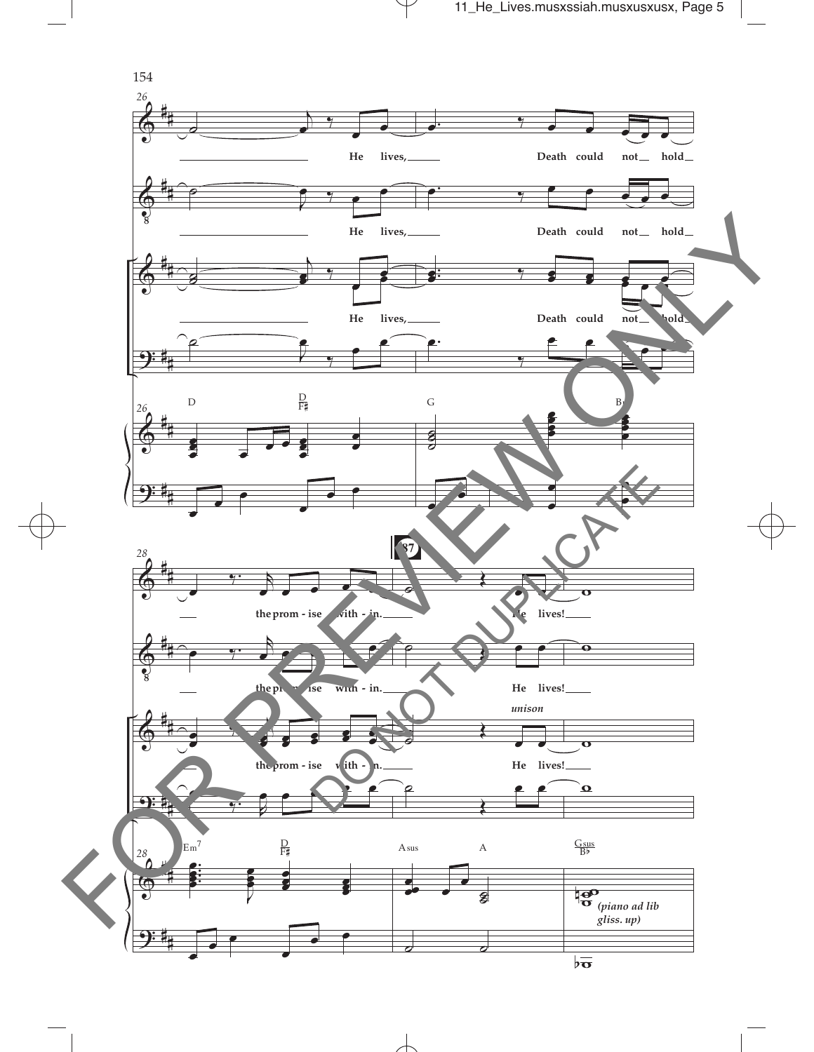26

He lives, Death could not hold

He lives, Death could not hold

He lives, Death could not hold

D D/F♯ G B

28

87

the prom - ise with - in. He lives!

the prom - ise with - in. He lives!

*unison*

the prom - ise with - in. He lives!

Em7 D/F♯ Asus A Gsus/B♭

*(piano ad lib gliss. up)*

FOR PREVIEW ONLY

DO NOT DUPLICATE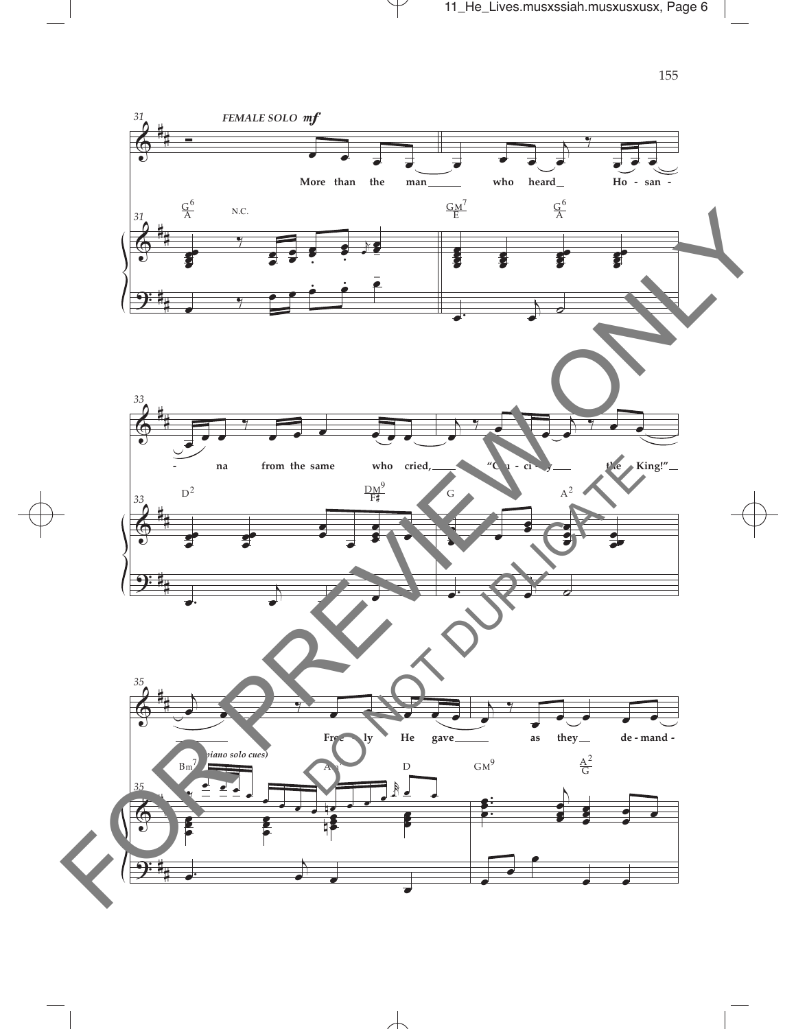FEMALE SOLO *mf*

More than the man who heard Hosanna from the same who cried, "Crucify the King!" Freely He gave as they demand-

(piano solo cues)

FOR PREVIEW ONLY

DO NOT DUPLICATE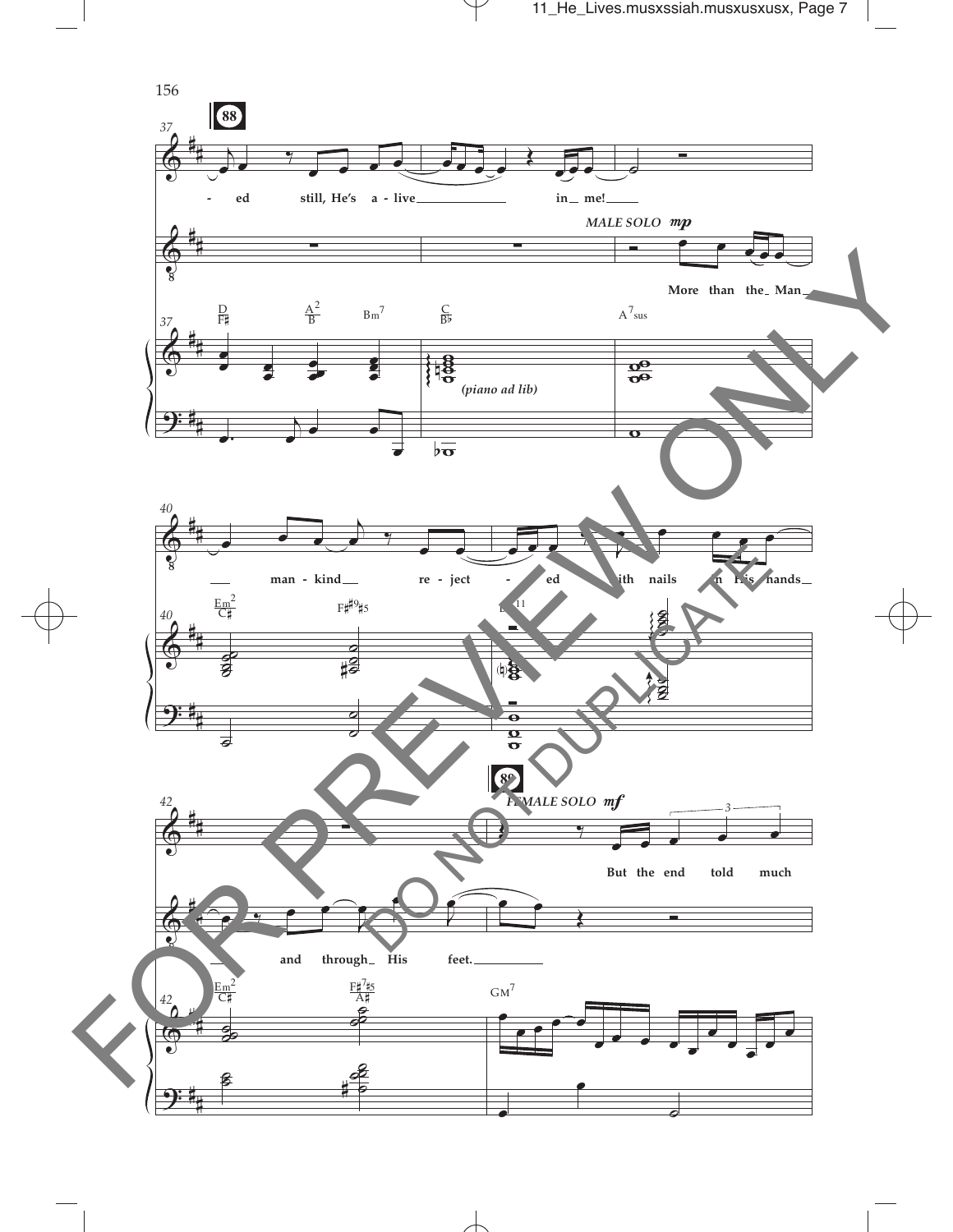88

ed still, He's a - live in me!

*MALE SOLO* *mp*

More than the Man

D/F♯ A²/B Bm⁷ C/B♭ A⁷sus

*(piano ad lib)*

man - kind re - ject - ed with nails in His hands

Em²/C♯ F♯#9#5 E¹¹

89

*FEMALE SOLO* *mf*

But the end told much

and through His feet.

Em²/C♯ F♯⁷#5/A♯ GM⁷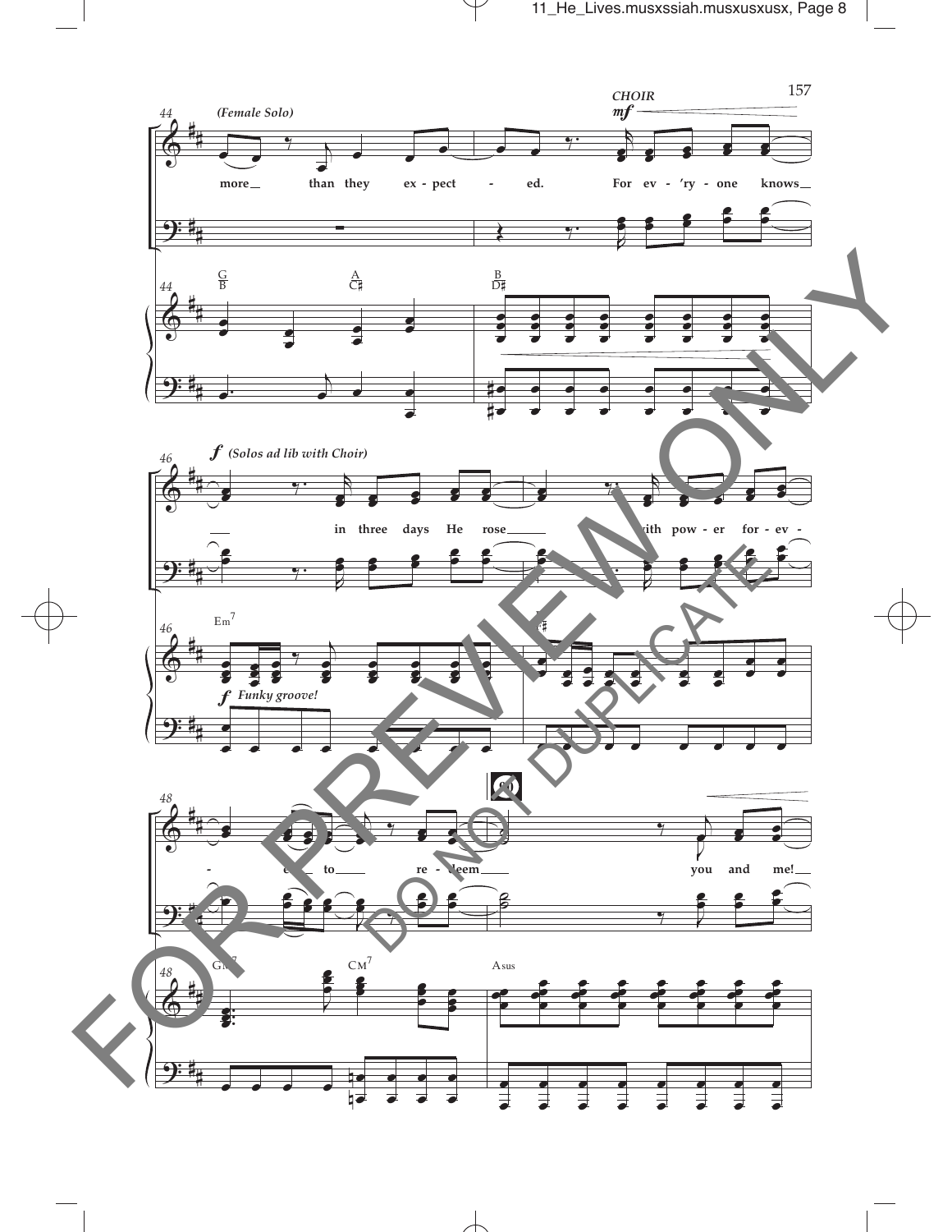(Female Solo)

more than they ex - pect - ed.

CHOIR *mf*

For ev - 'ry - one knows

*f* (Solos ad lib with Choir)

in three days He rose with pow - er for - ev - er to re - deem you and me!

*f* Funky groove!

G/B A/C♯ B/D♯ Em7 F♯ GM7 CM7 Asus

FOR PREVIEW ONLY — DO NOT DUPLICATE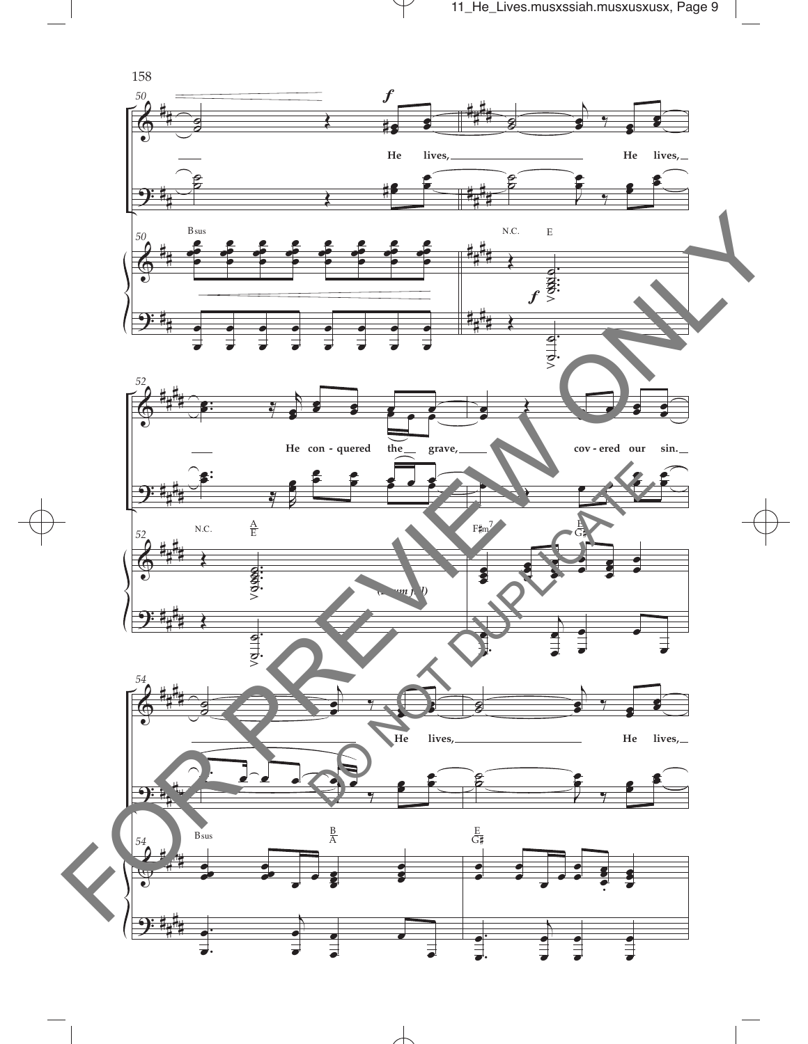158

He lives, He lives,

He con - quered the grave, cov - ered our sin.

He lives, He lives,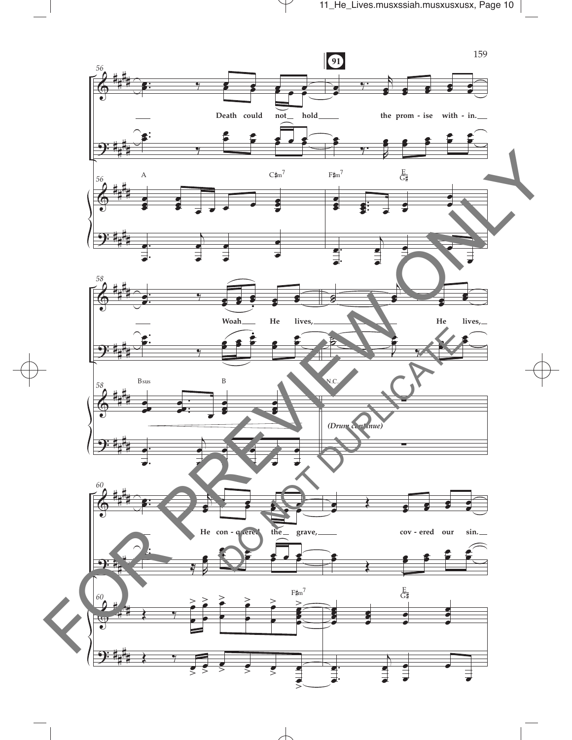Death could not hold the prom - ise with - in.

A C♯m7 F♯m7 E/G♯

Woah He lives, He lives,

Bsus B N.C.

*(Drum continue)*

He con - quered the grave, cov - ered our sin.

F♯m7 E/G♯

FOR PREVIEW ONLY

DO NOT DUPLICATE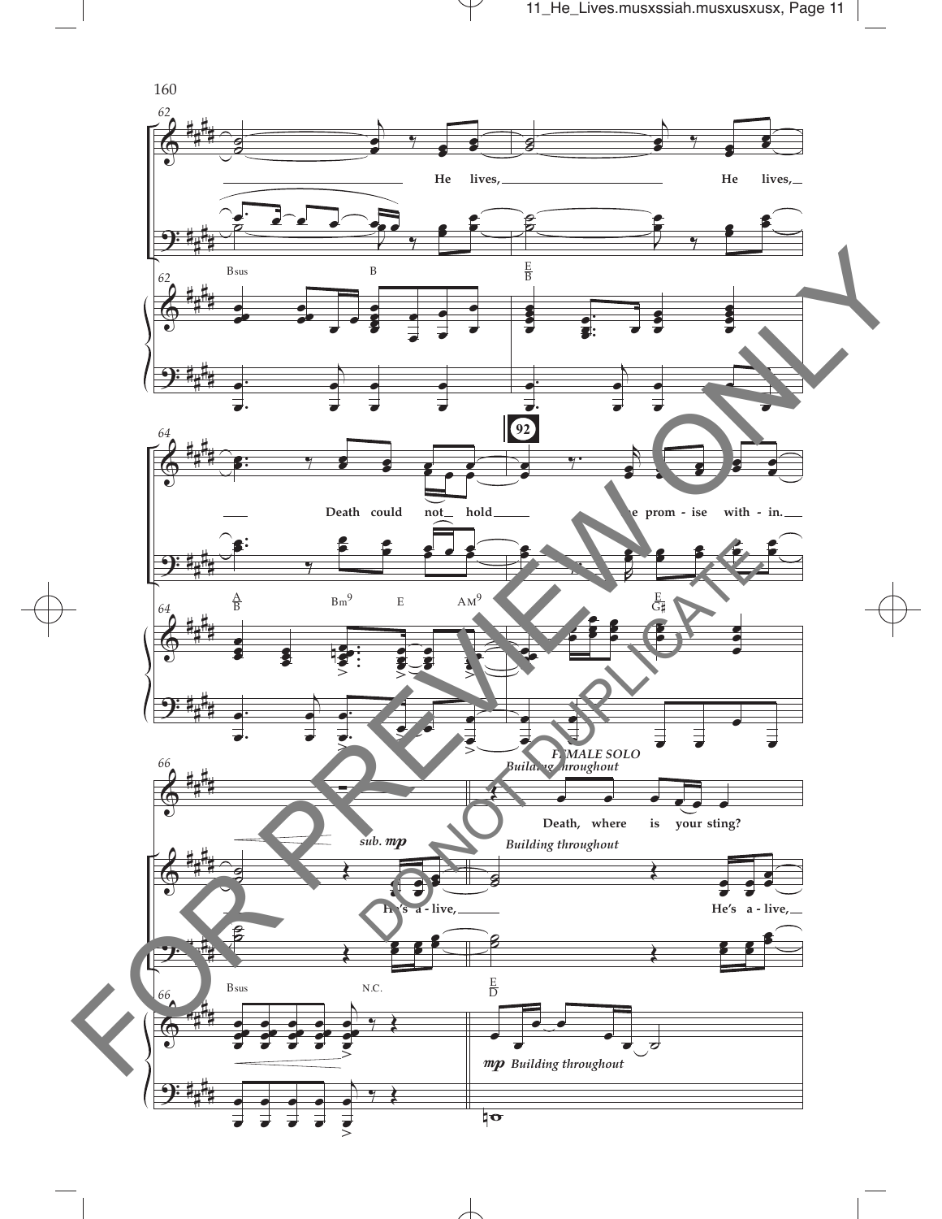He lives, He lives, Death could not hold the prom - ise with - in.

92

FEMALE SOLO
*Building throughout*

Death, where is your sting?

*sub.* *mp* *Building throughout*

He's a - live, He's a - live,

Bsus B E/B A/B Bm9 E AM9 E/G♯ Bsus N.C. E/D

*mp Building throughout*

FOR PREVIEW ONLY

DO NOT DUPLICATE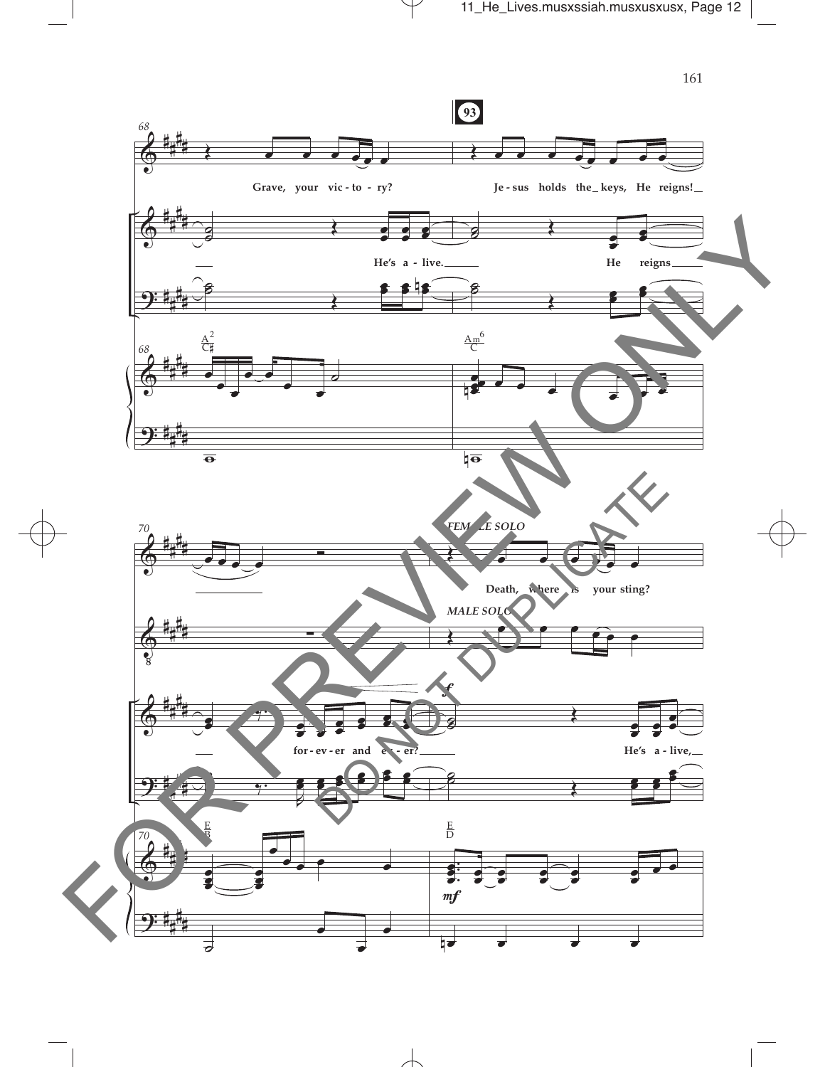68

**93**

Grave, your vic - to - ry? Je - sus holds the_ keys, He reigns!_

He's a - live._ He reigns_

$\frac{A^2}{C\sharp}$ $\frac{Am^6}{C}$

70

*FEMALE SOLO*

Death, where is your sting?

*MALE SOLO*

for - ev - er and ev - er?_ He's a - live,_

*f*

$\frac{E}{B}$ $\frac{E}{D}$

*mf*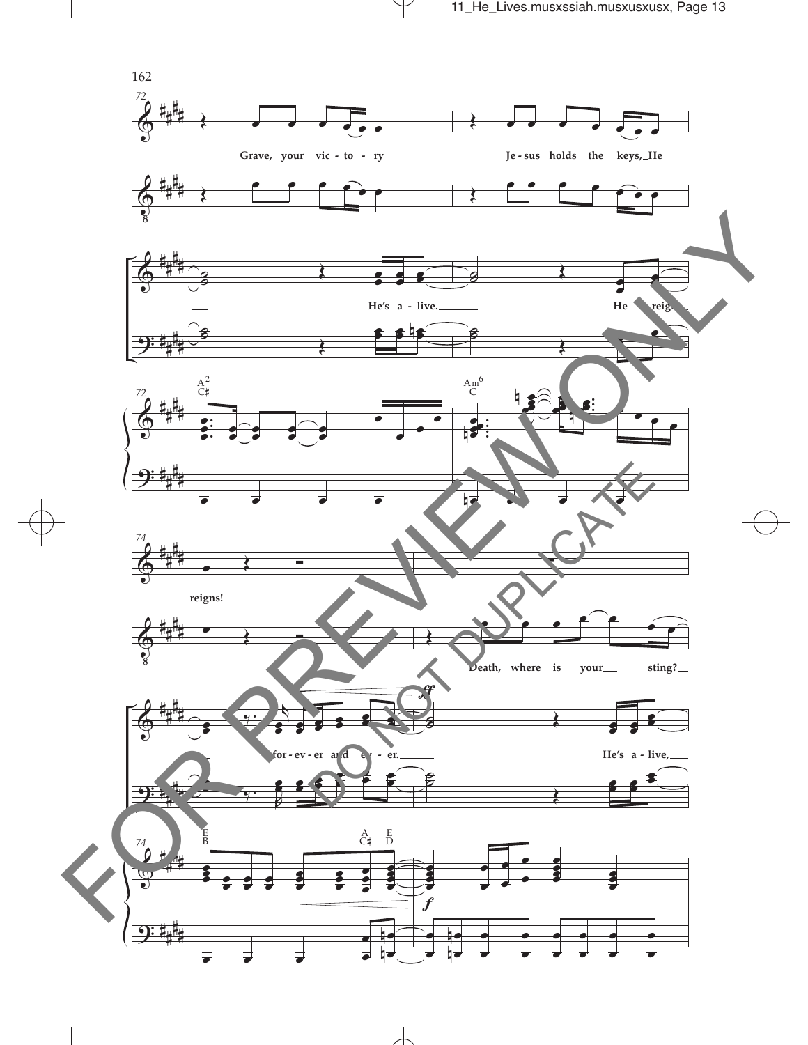72

Grave, your vic - to - ry — Je - sus holds the keys, He

He's a - live. — He reigns

A2/C♯ — Am6/C

74

reigns!

Death, where is your sting?

for - ev - er and ev - er. — He's a - live,

*ff*

E/B — A/C♯ — E/D

*f*

FOR PREVIEW ONLY

DO NOT DUPLICATE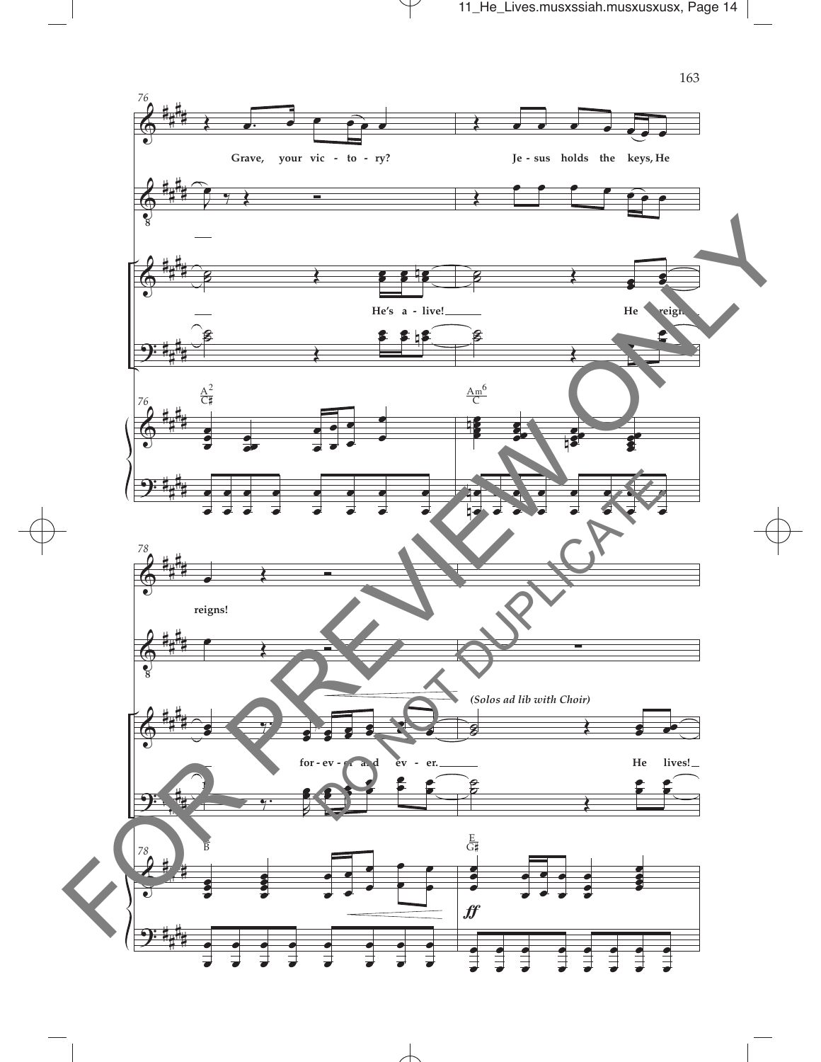76

Grave, your vic - to - ry?

Je - sus holds the keys, He

He's a - live!

He reigns

$\frac{A^2}{C\sharp}$

$\frac{Am^6}{C}$

78

reigns!

*(Solos ad lib with Choir)*

for - ev - er and ev - er.

He lives!

$\frac{E}{B}$

$\frac{E}{G\sharp}$

*ff*

FOR PREVIEW ONLY

DO NOT DUPLICATE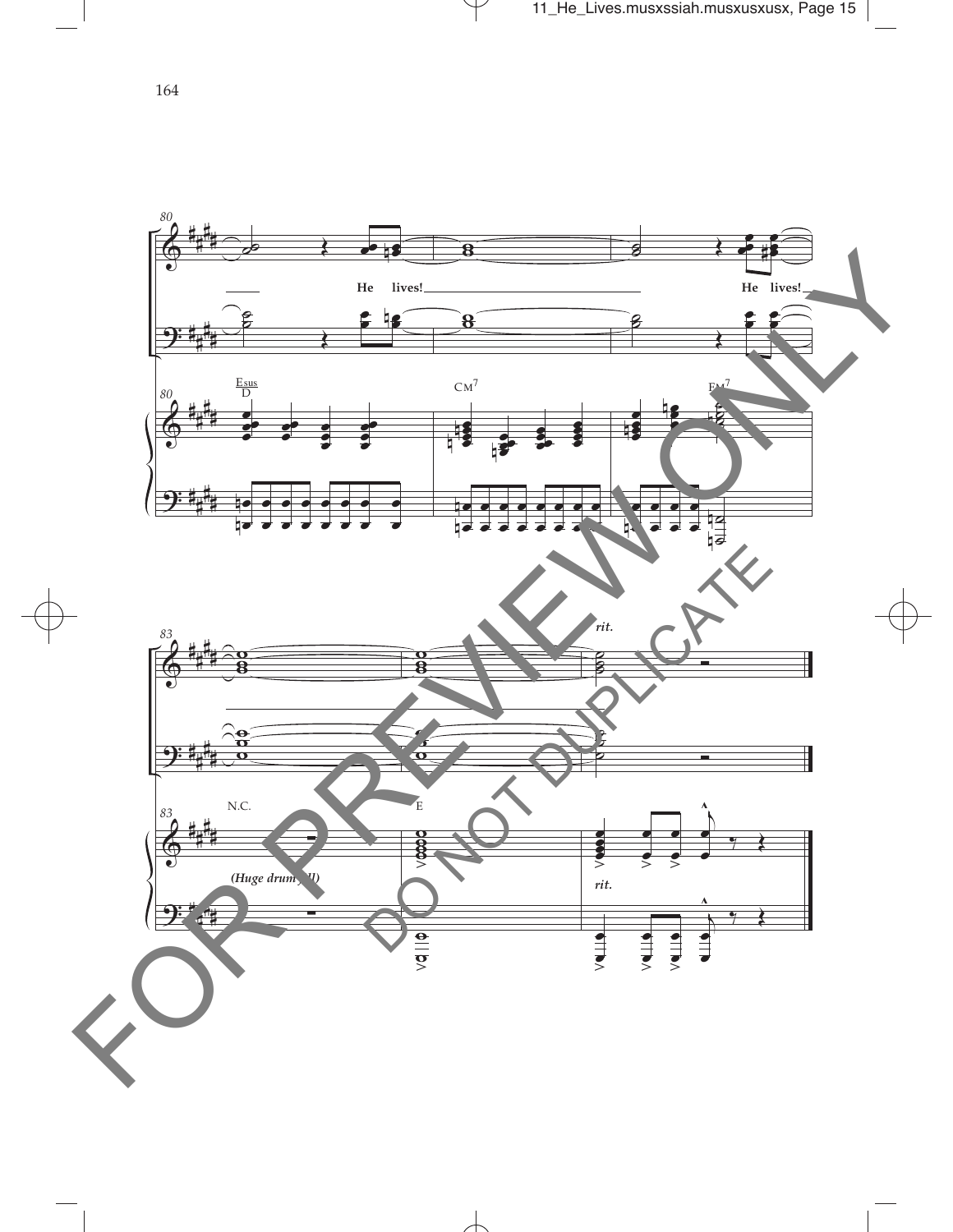He lives!

He lives!

Esus/D

CM7

FM7

N.C.

*(Huge drum fill)*

E

*rit.*

*rit.*

FOR PREVIEW ONLY

DO NOT DUPLICATE